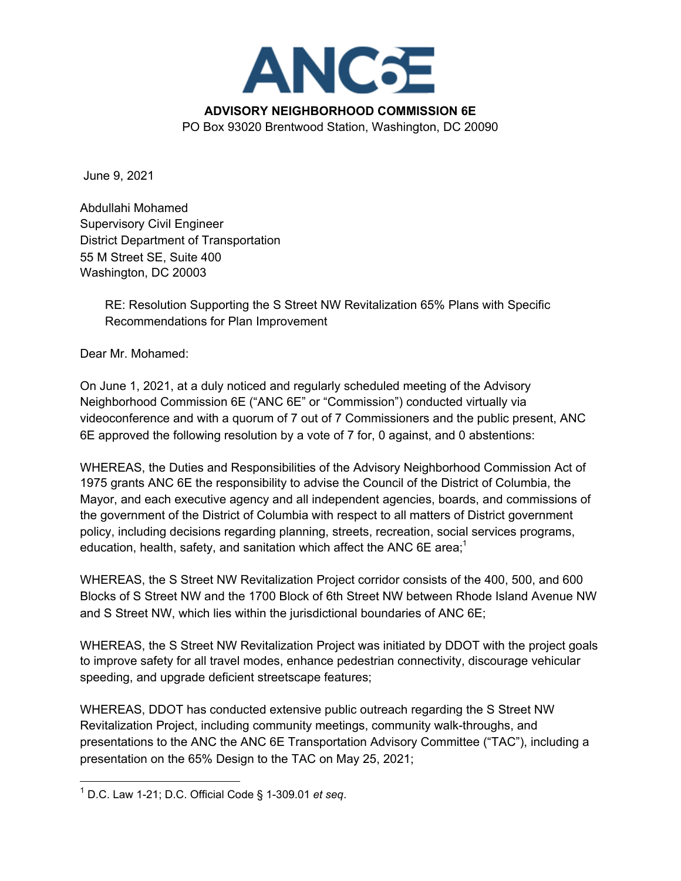# ANC6E

**ADVISORY NEIGHBORHOOD COMMISSION 6E**
PO Box 93020 Brentwood Station, Washington, DC 20090

June 9, 2021

Abdullahi Mohamed
Supervisory Civil Engineer
District Department of Transportation
55 M Street SE, Suite 400
Washington, DC 20003

> RE: Resolution Supporting the S Street NW Revitalization 65% Plans with Specific Recommendations for Plan Improvement

Dear Mr. Mohamed:

On June 1, 2021, at a duly noticed and regularly scheduled meeting of the Advisory Neighborhood Commission 6E ("ANC 6E" or "Commission") conducted virtually via videoconference and with a quorum of 7 out of 7 Commissioners and the public present, ANC 6E approved the following resolution by a vote of 7 for, 0 against, and 0 abstentions:

WHEREAS, the Duties and Responsibilities of the Advisory Neighborhood Commission Act of 1975 grants ANC 6E the responsibility to advise the Council of the District of Columbia, the Mayor, and each executive agency and all independent agencies, boards, and commissions of the government of the District of Columbia with respect to all matters of District government policy, including decisions regarding planning, streets, recreation, social services programs, education, health, safety, and sanitation which affect the ANC 6E area;[1]

WHEREAS, the S Street NW Revitalization Project corridor consists of the 400, 500, and 600 Blocks of S Street NW and the 1700 Block of 6th Street NW between Rhode Island Avenue NW and S Street NW, which lies within the jurisdictional boundaries of ANC 6E;

WHEREAS, the S Street NW Revitalization Project was initiated by DDOT with the project goals to improve safety for all travel modes, enhance pedestrian connectivity, discourage vehicular speeding, and upgrade deficient streetscape features;

WHEREAS, DDOT has conducted extensive public outreach regarding the S Street NW Revitalization Project, including community meetings, community walk-throughs, and presentations to the ANC the ANC 6E Transportation Advisory Committee ("TAC"), including a presentation on the 65% Design to the TAC on May 25, 2021;

---

[1] D.C. Law 1-21; D.C. Official Code § 1-309.01 *et seq*.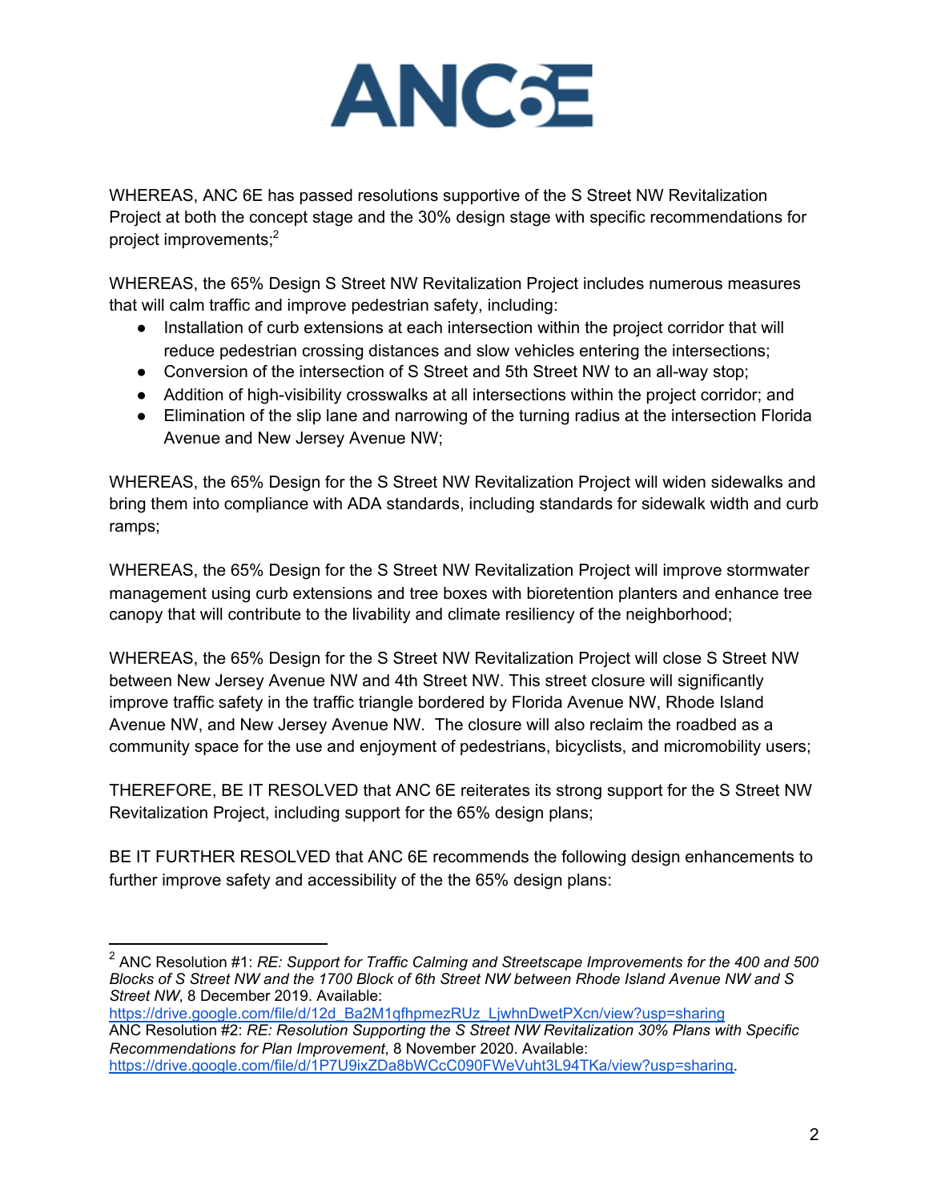WHEREAS, ANC 6E has passed resolutions supportive of the S Street NW Revitalization Project at both the concept stage and the 30% design stage with specific recommendations for project improvements;[2]

WHEREAS, the 65% Design S Street NW Revitalization Project includes numerous measures that will calm traffic and improve pedestrian safety, including:

- Installation of curb extensions at each intersection within the project corridor that will reduce pedestrian crossing distances and slow vehicles entering the intersections;
- Conversion of the intersection of S Street and 5th Street NW to an all-way stop; and
- Addition of high-visibility crosswalks at all intersections within the project corridor; and
- Elimination of the slip lane and narrowing of the turning radius at the intersection Florida Avenue and New Jersey Avenue NW;

WHEREAS, the 65% Design for the S Street NW Revitalization Project will widen sidewalks and bring them into compliance with ADA standards, including standards for sidewalk width and curb ramps;

WHEREAS, the 65% Design for the S Street NW Revitalization Project will improve stormwater management using curb extensions and tree boxes with bioretention planters and enhance tree canopy that will contribute to the livability and climate resiliency of the neighborhood;

WHEREAS, the 65% Design for the S Street NW Revitalization Project will close S Street NW between New Jersey Avenue NW and 4th Street NW. This street closure will significantly improve traffic safety in the traffic triangle bordered by Florida Avenue NW, Rhode Island Avenue NW, and New Jersey Avenue NW. The closure will also reclaim the roadbed as a community space for the use and enjoyment of pedestrians, bicyclists, and micromobility users;

THEREFORE, BE IT RESOLVED that ANC 6E reiterates its strong support for the S Street NW Revitalization Project, including support for the 65% design plans;

BE IT FURTHER RESOLVED that ANC 6E recommends the following design enhancements to further improve safety and accessibility of the the 65% design plans:

---

[2] ANC Resolution #1: *RE: Support for Traffic Calming and Streetscape Improvements for the 400 and 500 Blocks of S Street NW and the 1700 Block of 6th Street NW between Rhode Island Avenue NW and S Street NW*, 8 December 2019. Available: https://drive.google.com/file/d/12d_Ba2M1qfhpmezRUz_LjwhnDwetPXcn/view?usp=sharing
ANC Resolution #2: *RE: Resolution Supporting the S Street NW Revitalization 30% Plans with Specific Recommendations for Plan Improvement*, 8 November 2020. Available: https://drive.google.com/file/d/1P7U9ixZDa8bWCcC090FWeVuht3L94TKa/view?usp=sharing.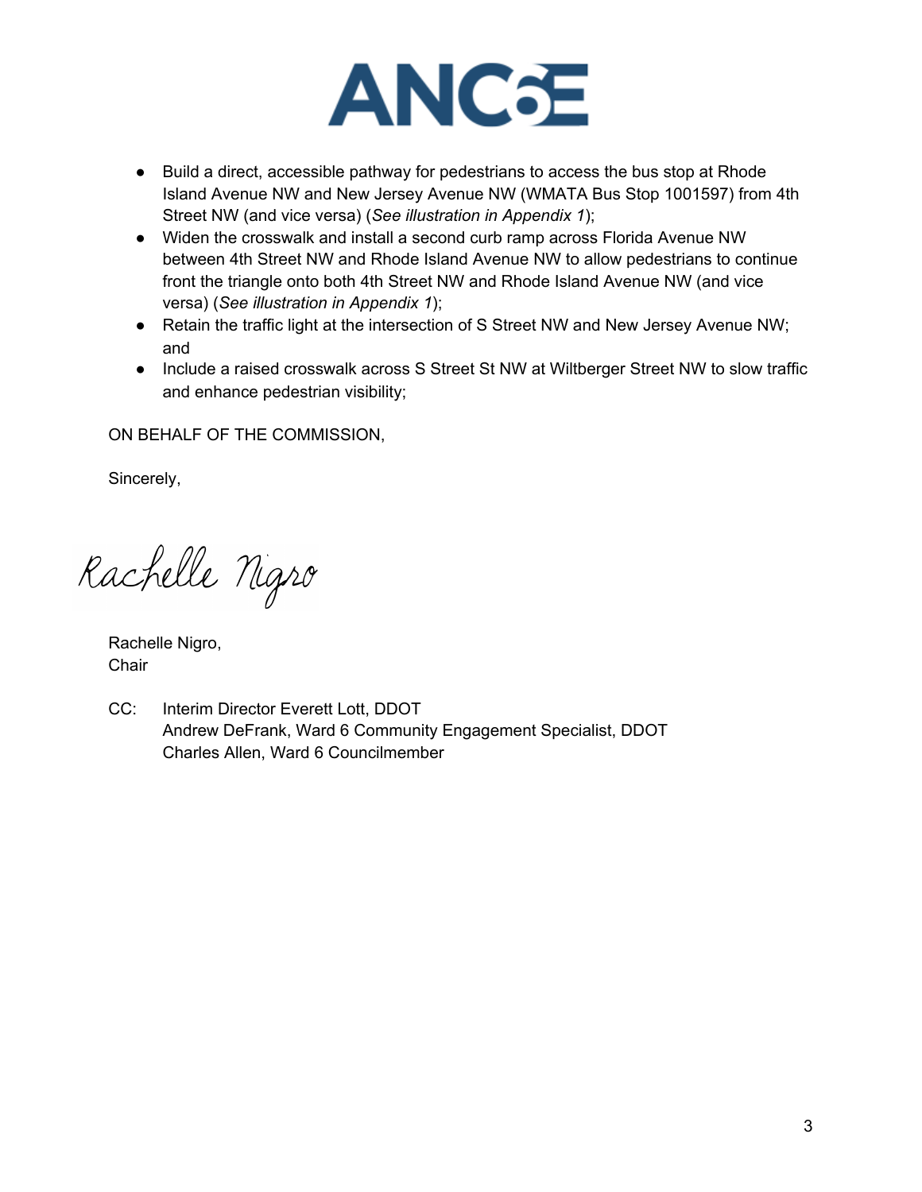ANC6E

- Build a direct, accessible pathway for pedestrians to access the bus stop at Rhode Island Avenue NW and New Jersey Avenue NW (WMATA Bus Stop 1001597) from 4th Street NW (and vice versa) (*See illustration in Appendix 1*);
- Widen the crosswalk and install a second curb ramp across Florida Avenue NW between 4th Street NW and Rhode Island Avenue NW to allow pedestrians to continue front the triangle onto both 4th Street NW and Rhode Island Avenue NW (and vice versa) (*See illustration in Appendix 1*);
- Retain the traffic light at the intersection of S Street NW and New Jersey Avenue NW; and
- Include a raised crosswalk across S Street St NW at Wiltberger Street NW to slow traffic and enhance pedestrian visibility;

ON BEHALF OF THE COMMISSION,

Sincerely,

Rachelle Nigro

Rachelle Nigro,
Chair

CC: Interim Director Everett Lott, DDOT
Andrew DeFrank, Ward 6 Community Engagement Specialist, DDOT
Charles Allen, Ward 6 Councilmember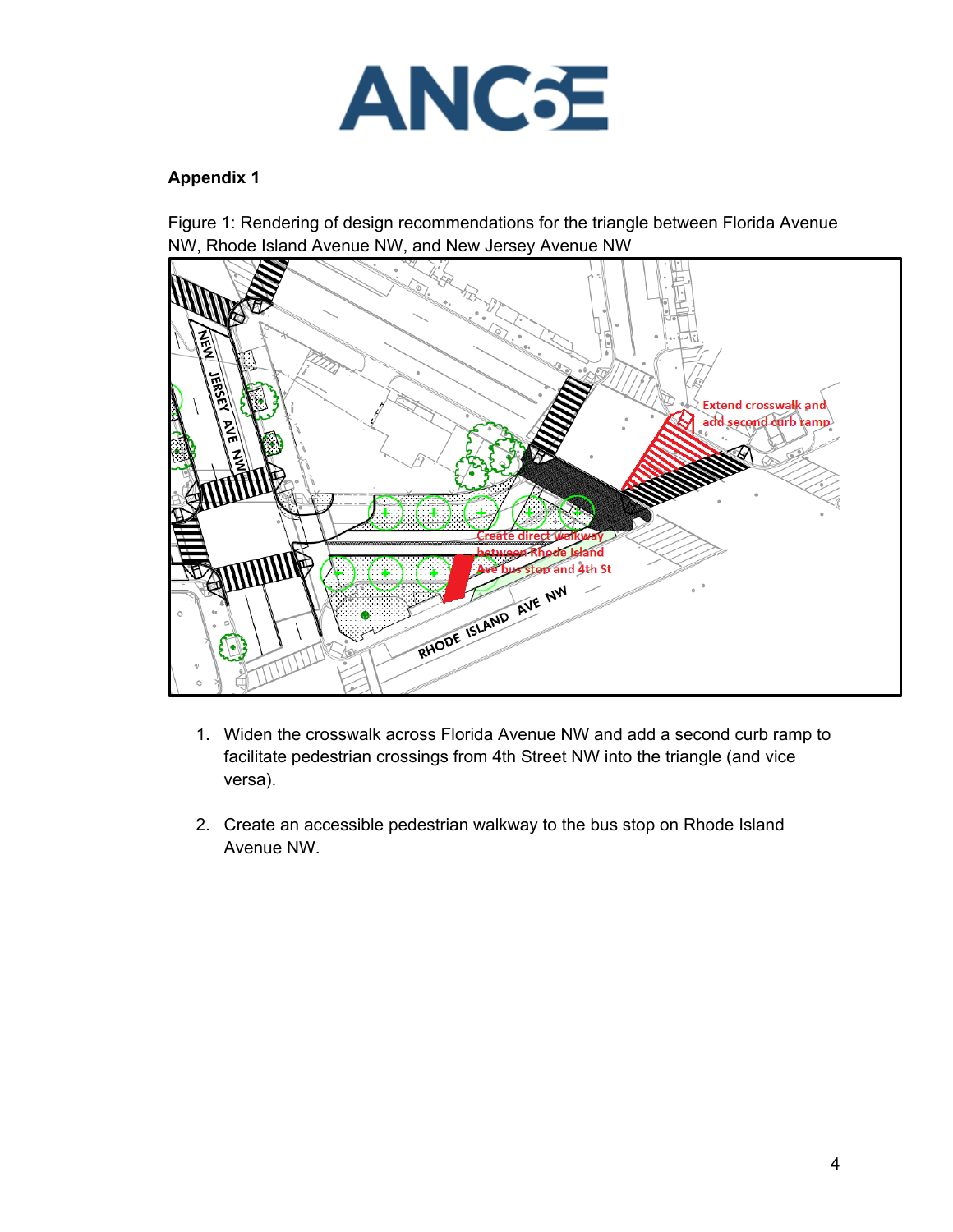**Appendix 1**

Figure 1: Rendering of design recommendations for the triangle between Florida Avenue NW, Rhode Island Avenue NW, and New Jersey Avenue NW

NEW JERSEY AVE NW

RHODE ISLAND AVE NW

Extend crosswalk and add second curb ramp

Create direct walkway between Rhode Island Ave bus stop and 4th St

1. Widen the crosswalk across Florida Avenue NW and add a second curb ramp to facilitate pedestrian crossings from 4th Street NW into the triangle (and vice versa).

2. Create an accessible pedestrian walkway to the bus stop on Rhode Island Avenue NW.